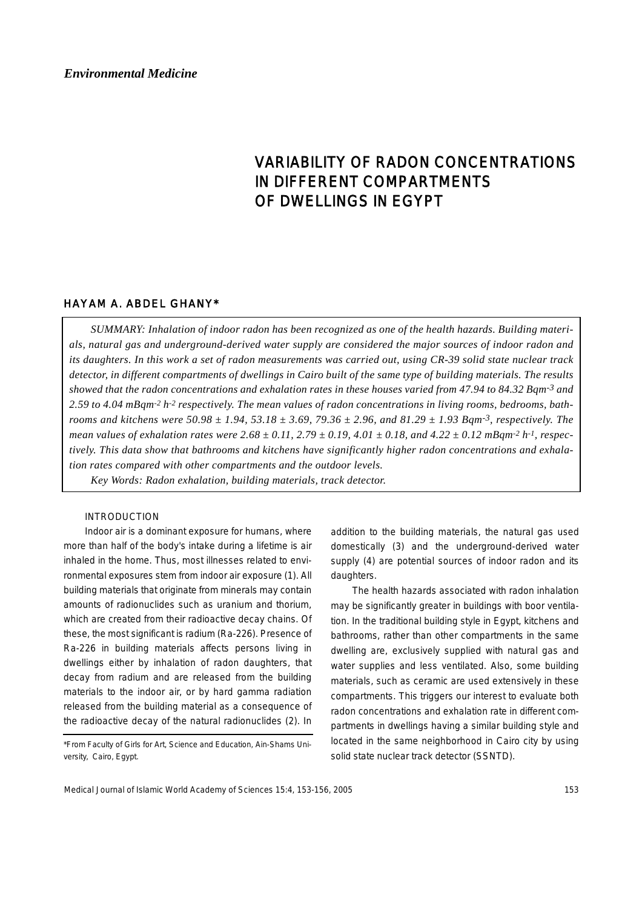*Environmental Medicine*

# VARIABILITY OF RADON CONCENTRATIONS IN DIFFERENT COMPARTMENTS OF DWELLINGS IN EGYPT

## HAYAM A. ABDEL GHANY*

*SUMMARY: Inhalation of indoor radon has been recognized as one of the health hazards. Building materials, natural gas and underground-derived water supply are considered the major sources of indoor radon and its daughters. In this work a set of radon measurements was carried out, using CR-39 solid state nuclear track detector, in different compartments of dwellings in Cairo built of the same type of building materials. The results showed that the radon concentrations and exhalation rates in these houses varied from 47.94 to 84.32 Bqm$^{-3}$ and 2.59 to 4.04 mBqm$^{-2}$ h$^{-2}$ respectively. The mean values of radon concentrations in living rooms, bedrooms, bathrooms and kitchens were 50.98 ± 1.94, 53.18 ± 3.69, 79.36 ± 2.96, and 81.29 ± 1.93 Bqm$^{-3}$, respectively. The mean values of exhalation rates were 2.68 ± 0.11, 2.79 ± 0.19, 4.01 ± 0.18, and 4.22 ± 0.12 mBqm$^{-2}$ h$^{-1}$, respectively. This data show that bathrooms and kitchens have significantly higher radon concentrations and exhalation rates compared with other compartments and the outdoor levels.*

*Key Words: Radon exhalation, building materials, track detector.*

### INTRODUCTION

Indoor air is a dominant exposure for humans, where more than half of the body's intake during a lifetime is air inhaled in the home. Thus, most illnesses related to environmental exposures stem from indoor air exposure (1). All building materials that originate from minerals may contain amounts of radionuclides such as uranium and thorium, which are created from their radioactive decay chains. Of these, the most significant is radium (Ra-226). Presence of Ra-226 in building materials affects persons living in dwellings either by inhalation of radon daughters, that decay from radium and are released from the building materials to the indoor air, or by hard gamma radiation released from the building material as a consequence of the radioactive decay of the natural radionuclides (2). In addition to the building materials, the natural gas used domestically (3) and the underground-derived water supply (4) are potential sources of indoor radon and its daughters.

The health hazards associated with radon inhalation may be significantly greater in buildings with boor ventilation. In the traditional building style in Egypt, kitchens and bathrooms, rather than other compartments in the same dwelling are, exclusively supplied with natural gas and water supplies and less ventilated. Also, some building materials, such as ceramic are used extensively in these compartments. This triggers our interest to evaluate both radon concentrations and exhalation rate in different compartments in dwellings having a similar building style and located in the same neighborhood in Cairo city by using solid state nuclear track detector (SSNTD).

*From Faculty of Girls for Art, Science and Education, Ain-Shams University, Cairo, Egypt.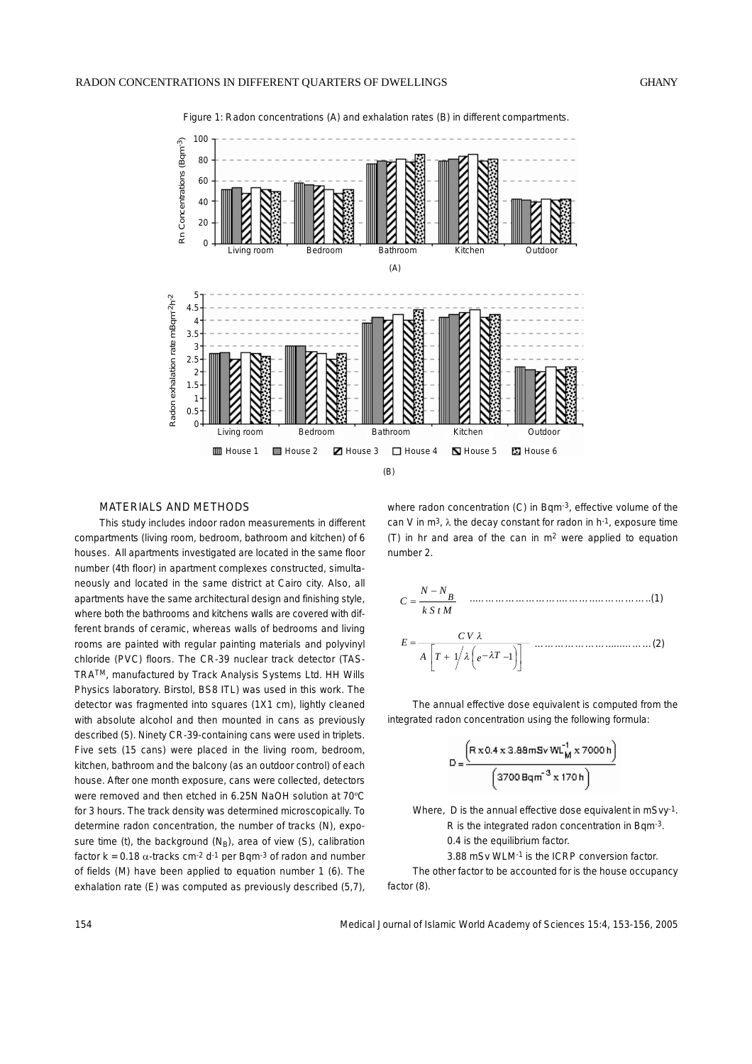Figure 1: Radon concentrations (A) and exhalation rates (B) in different compartments.

## MATERIALS AND METHODS

This study includes indoor radon measurements in different compartments (living room, bedroom, bathroom and kitchen) of 6 houses. All apartments investigated are located in the same floor number (4th floor) in apartment complexes constructed, simultaneously and located in the same district at Cairo city. Also, all apartments have the same architectural design and finishing style, where both the bathrooms and kitchens walls are covered with different brands of ceramic, whereas walls of bedrooms and living rooms are painted with regular painting materials and polyvinyl chloride (PVC) floors. The CR-39 nuclear track detector (TASTRA™, manufactured by Track Analysis Systems Ltd. HH Wills Physics laboratory. Birstol, BS8 ITL) was used in this work. The detector was fragmented into squares (1X1 cm), lightly cleaned with absolute alcohol and then mounted in cans as previously described (5). Ninety CR-39-containing cans were used in triplets. Five sets (15 cans) were placed in the living room, bedroom, kitchen, bathroom and the balcony (as an outdoor control) of each house. After one month exposure, cans were collected, detectors were removed and then etched in 6.25N NaOH solution at 70°C for 3 hours. The track density was determined microscopically. To determine radon concentration, the number of tracks (N), exposure time (t), the background ($N_B$), area of view (S), calibration factor k = 0.18 $\alpha$-tracks cm$^{-2}$ d$^{-1}$ per Bqm$^{-3}$ of radon and number of fields (M) have been applied to equation number 1 (6). The exhalation rate (E) was computed as previously described (5,7), where radon concentration (C) in Bqm$^{-3}$, effective volume of the can V in m$^3$, $\lambda$ the decay constant for radon in h$^{-1}$, exposure time (T) in hr and area of the can in m$^2$ were applied to equation number 2.

$$C = \frac{N - N_B}{k\,S\,t\,M} \quad \text{.......(1)}$$

$$E = \frac{C\,V\,\lambda}{A\left[T + 1/\lambda\left(e^{-\lambda T} - 1\right)\right]} \quad \text{.......(2)}$$

The annual effective dose equivalent is computed from the integrated radon concentration using the following formula:

$$D = \frac{\left(R \times 0.4 \times 3.88\,\text{mSv}\,\text{WL}_M^{-1} \times 7000\,\text{h}\right)}{\left(3700\,\text{Bqm}^{-3} \times 170\,\text{h}\right)}$$

Where, D is the annual effective dose equivalent in mSvy$^{-1}$.
R is the integrated radon concentration in Bqm$^{-3}$.
0.4 is the equilibrium factor.
3.88 mSv WLM$^{-1}$ is the ICRP conversion factor.

The other factor to be accounted for is the house occupancy factor (8).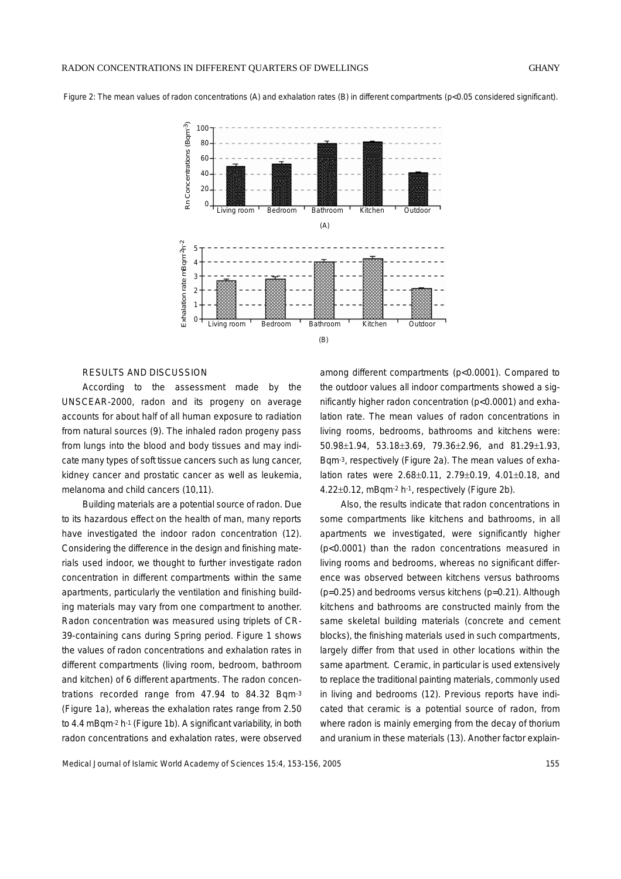Figure 2: The mean values of radon concentrations (A) and exhalation rates (B) in different compartments (p<0.05 considered significant).

## RESULTS AND DISCUSSION

According to the assessment made by the UNSCEAR-2000, radon and its progeny on average accounts for about half of all human exposure to radiation from natural sources (9). The inhaled radon progeny pass from lungs into the blood and body tissues and may indicate many types of soft tissue cancers such as lung cancer, kidney cancer and prostatic cancer as well as leukemia, melanoma and child cancers (10,11).

Building materials are a potential source of radon. Due to its hazardous effect on the health of man, many reports have investigated the indoor radon concentration (12). Considering the difference in the design and finishing materials used indoor, we thought to further investigate radon concentration in different compartments within the same apartments, particularly the ventilation and finishing building materials may vary from one compartment to another. Radon concentration was measured using triplets of CR-39-containing cans during Spring period. Figure 1 shows the values of radon concentrations and exhalation rates in different compartments (living room, bedroom, bathroom and kitchen) of 6 different apartments. The radon concentrations recorded range from 47.94 to 84.32 $Bqm^{-3}$ (Figure 1a), whereas the exhalation rates range from 2.50 to 4.4 $mBqm^{-2}\ h^{-1}$ (Figure 1b). A significant variability, in both radon concentrations and exhalation rates, were observed among different compartments ($p<0.0001$). Compared to the outdoor values all indoor compartments showed a significantly higher radon concentration ($p<0.0001$) and exhalation rate. The mean values of radon concentrations in living rooms, bedrooms, bathrooms and kitchens were: $50.98\pm1.94$, $53.18\pm3.69$, $79.36\pm2.96$, and $81.29\pm1.93$, $Bqm^{-3}$, respectively (Figure 2a). The mean values of exhalation rates were $2.68\pm0.11$, $2.79\pm0.19$, $4.01\pm0.18$, and $4.22\pm0.12$, $mBqm^{-2}\ h^{-1}$, respectively (Figure 2b).

Also, the results indicate that radon concentrations in some compartments like kitchens and bathrooms, in all apartments we investigated, were significantly higher ($p<0.0001$) than the radon concentrations measured in living rooms and bedrooms, whereas no significant difference was observed between kitchens versus bathrooms ($p=0.25$) and bedrooms versus kitchens ($p=0.21$). Although kitchens and bathrooms are constructed mainly from the same skeletal building materials (concrete and cement blocks), the finishing materials used in such compartments, largely differ from that used in other locations within the same apartment. Ceramic, in particular is used extensively to replace the traditional painting materials, commonly used in living and bedrooms (12). Previous reports have indicated that ceramic is a potential source of radon, from where radon is mainly emerging from the decay of thorium and uranium in these materials (13). Another factor explain-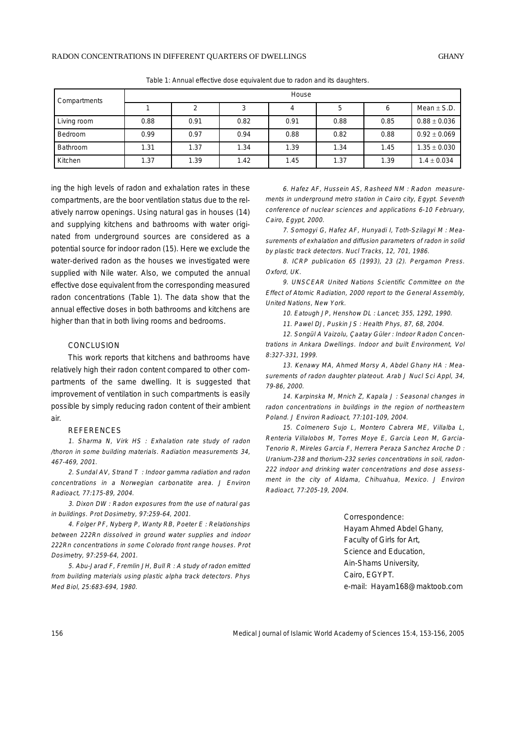Table 1: Annual effective dose equivalent due to radon and its daughters.

| Compartments | House | | | | | | |
|---|---|---|---|---|---|---|---|
| | 1 | 2 | 3 | 4 | 5 | 6 | Mean ± S.D. |
| Living room | 0.88 | 0.91 | 0.82 | 0.91 | 0.88 | 0.85 | 0.88 ± 0.036 |
| Bedroom | 0.99 | 0.97 | 0.94 | 0.88 | 0.82 | 0.88 | 0.92 ± 0.069 |
| Bathroom | 1.31 | 1.37 | 1.34 | 1.39 | 1.34 | 1.45 | 1.35 ± 0.030 |
| Kitchen | 1.37 | 1.39 | 1.42 | 1.45 | 1.37 | 1.39 | 1.4 ± 0.034 |

ing the high levels of radon and exhalation rates in these compartments, are the boor ventilation status due to the relatively narrow openings. Using natural gas in houses (14) and supplying kitchens and bathrooms with water originated from underground sources are considered as a potential source for indoor radon (15). Here we exclude the water-derived radon as the houses we investigated were supplied with Nile water. Also, we computed the annual effective dose equivalent from the corresponding measured radon concentrations (Table 1). The data show that the annual effective doses in both bathrooms and kitchens are higher than that in both living rooms and bedrooms.

## CONCLUSION

This work reports that kitchens and bathrooms have relatively high their radon content compared to other compartments of the same dwelling. It is suggested that improvement of ventilation in such compartments is easily possible by simply reducing radon content of their ambient air.

## REFERENCES

*1. Sharma N, Virk HS : Exhalation rate study of radon /thoron in some building materials. Radiation measurements 34, 467-469, 2001.*

*2. Sundal AV, Strand T : Indoor gamma radiation and radon concentrations in a Norwegian carbonatite area. J Environ Radioact, 77:175-89, 2004.*

*3. Dixon DW : Radon exposures from the use of natural gas in buildings. Prot Dosimetry, 97:259-64, 2001.*

*4. Folger PF, Nyberg P, Wanty RB, Poeter E : Relationships between 222Rn dissolved in ground water supplies and indoor 222Rn concentrations in some Colorado front range houses. Prot Dosimetry, 97:259-64, 2001.*

*5. Abu-Jarad F, Fremlin JH, Bull R : A study of radon emitted from building materials using plastic alpha track detectors. Phys Med Biol, 25:683-694, 1980.*

*6. Hafez AF, Hussein AS, Rasheed NM : Radon measurements in underground metro station in Cairo city, Egypt. Seventh conference of nuclear sciences and applications 6-10 February, Cairo, Egypt, 2000.*

*7. Somogyi G, Hafez AF, Hunyadi I, Toth-Szilagyi M : Measurements of exhalation and diffusion parameters of radon in solid by plastic track detectors. Nucl Tracks, 12, 701, 1986.*

*8. ICRP publication 65 (1993), 23 (2). Pergamon Press. Oxford, UK.*

*9. UNSCEAR United Nations Scientific Committee on the Effect of Atomic Radiation, 2000 report to the General Assembly, United Nations, New York.*

*10. Eatough JP, Henshow DL : Lancet; 355, 1292, 1990.*

*11. Pawel DJ, Puskin JS : Health Phys, 87, 68, 2004.*

*12. Songül A Vaizolu, Çaatay Güler : Indoor Radon Concentrations in Ankara Dwellings. Indoor and built Environment, Vol 8:327-331, 1999.*

*13. Kenawy MA, Ahmed Morsy A, Abdel Ghany HA : Measurements of radon daughter plateout. Arab J Nucl Sci Appl, 34, 79-86, 2000.*

*14. Karpinska M, Mnich Z, Kapala J : Seasonal changes in radon concentrations in buildings in the region of northeastern Poland. J Environ Radioact, 77:101-109, 2004.*

*15. Colmenero Sujo L, Montero Cabrera ME, Villalba L, Renteria Villalobos M, Torres Moye E, Garcia Leon M, Garcia-Tenorio R, Mireles Garcia F, Herrera Peraza Sanchez Aroche D : Uranium-238 and thorium-232 series concentrations in soil, radon-222 indoor and drinking water concentrations and dose assessment in the city of Aldama, Chihuahua, Mexico. J Environ Radioact, 77:205-19, 2004.*

Correspondence:
Hayam Ahmed Abdel Ghany,
Faculty of Girls for Art,
Science and Education,
Ain-Shams University,
Cairo, EGYPT.
e-mail: Hayam168@maktoob.com